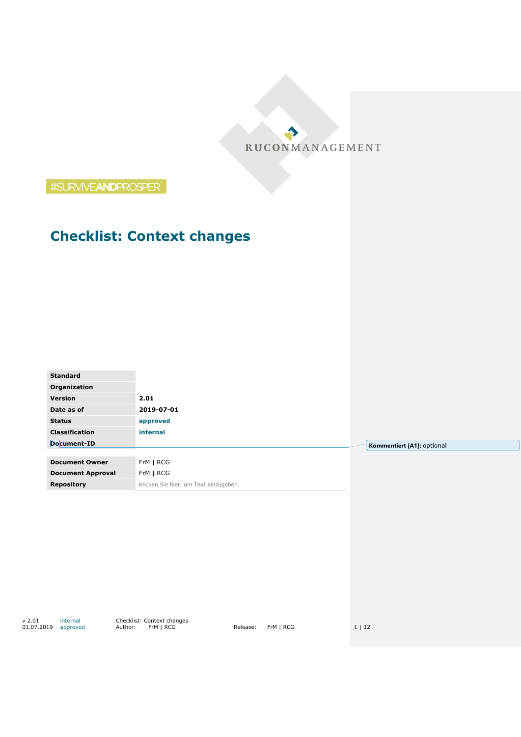RUCONMANAGEMENT

#SURVIVEANDPROSPER

# Checklist: Context changes

| | |
|---|---|
| **Standard** | |
| **Organization** | |
| **Version** | **2.01** |
| **Date as of** | **2019-07-01** |
| **Status** | **approved** |
| **Classification** | **internal** |
| **Document-ID** | |

**Kommentiert [A1]:** optional

| | |
|---|---|
| **Document Owner** | FrM \| RCG |
| **Document Approval** | FrM \| RCG |
| **Repository** | Klicken Sie hier, um Text einzugeben. |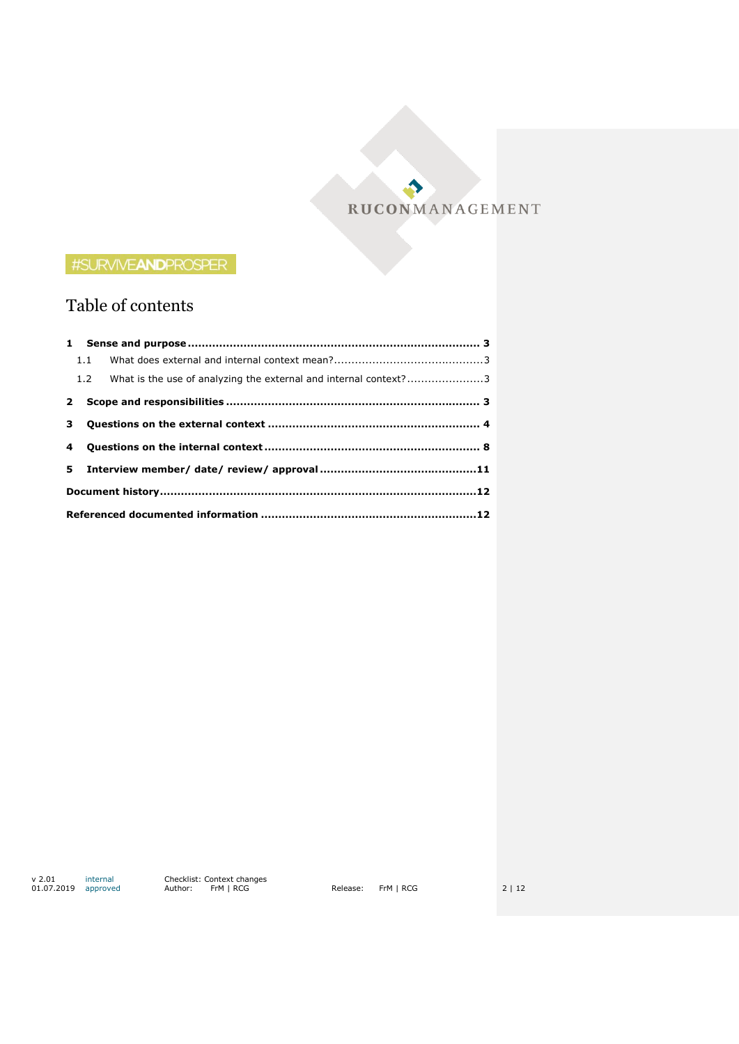#SURVIVEANDPROSPER

# Table of contents

**1 Sense and purpose ........................................................................... 3**

1.1 What does external and internal context mean?.........................................3

1.2 What is the use of analyzing the external and internal context?......................3

**2 Scope and responsibilities ........................................................................ 3**

**3 Questions on the external context ........................................................... 4**

**4 Questions on the internal context ............................................................ 8**

**5 Interview member/ date/ review/ approval ...........................................11**

**Document history.........................................................................................12**

**Referenced documented information .............................................................12**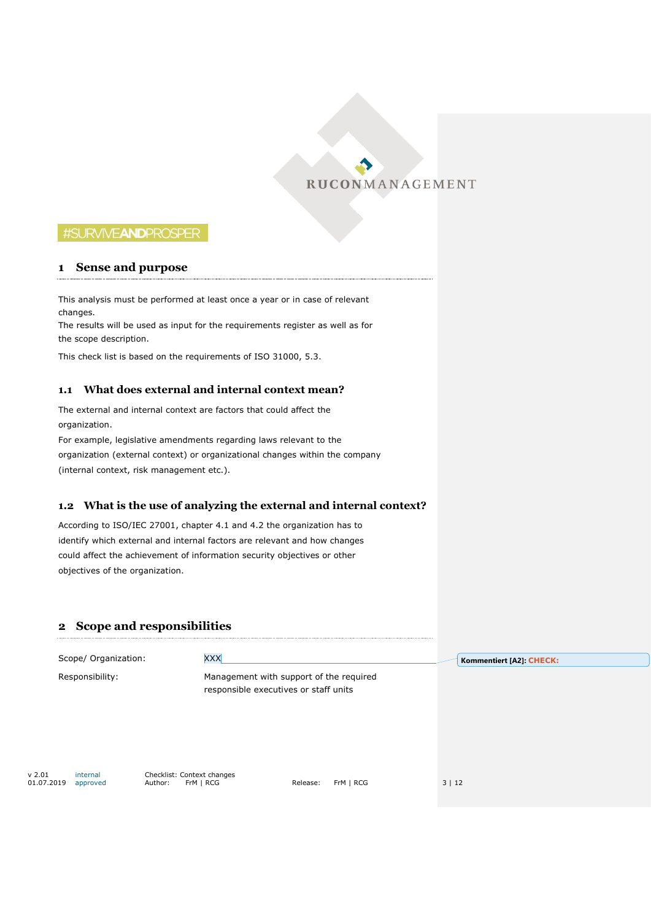#SURVIVEANDPROSPER

# 1 Sense and purpose

This analysis must be performed at least once a year or in case of relevant changes.
The results will be used as input for the requirements register as well as for the scope description.

This check list is based on the requirements of ISO 31000, 5.3.

## 1.1 What does external and internal context mean?

The external and internal context are factors that could affect the organization.
For example, legislative amendments regarding laws relevant to the organization (external context) or organizational changes within the company (internal context, risk management etc.).

## 1.2 What is the use of analyzing the external and internal context?

According to ISO/IEC 27001, chapter 4.1 and 4.2 the organization has to identify which external and internal factors are relevant and how changes could affect the achievement of information security objectives or other objectives of the organization.

# 2 Scope and responsibilities

| | |
|---|---|
| Scope/ Organization: | XXX |
| Responsibility: | Management with support of the required responsible executives or staff units |

Kommentiert [A2]: CHECK: